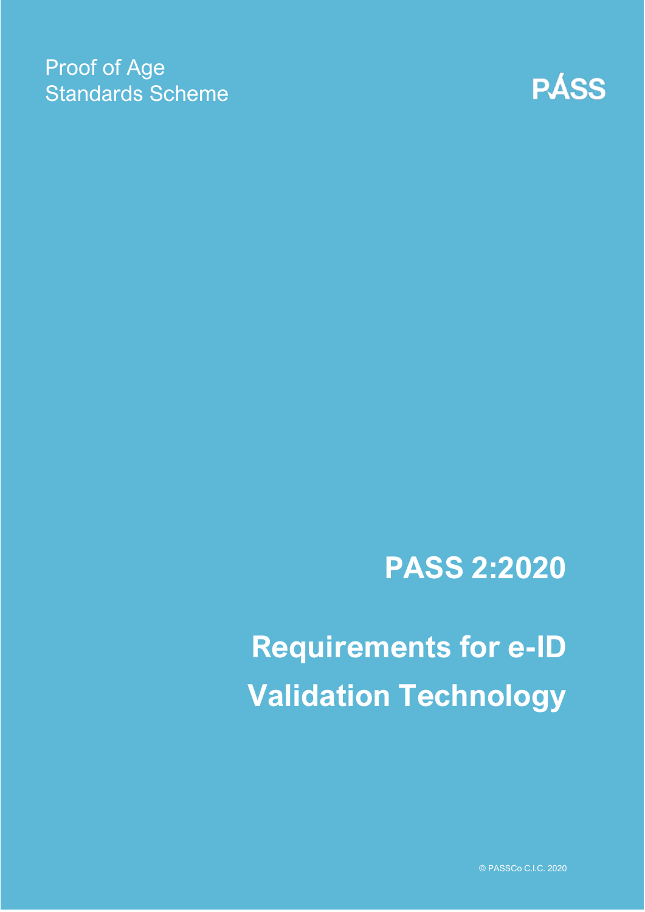Proof of Age
Standards Scheme

PÁSS

# PASS 2:2020

# Requirements for e-ID Validation Technology

© PASSCo C.I.C. 2020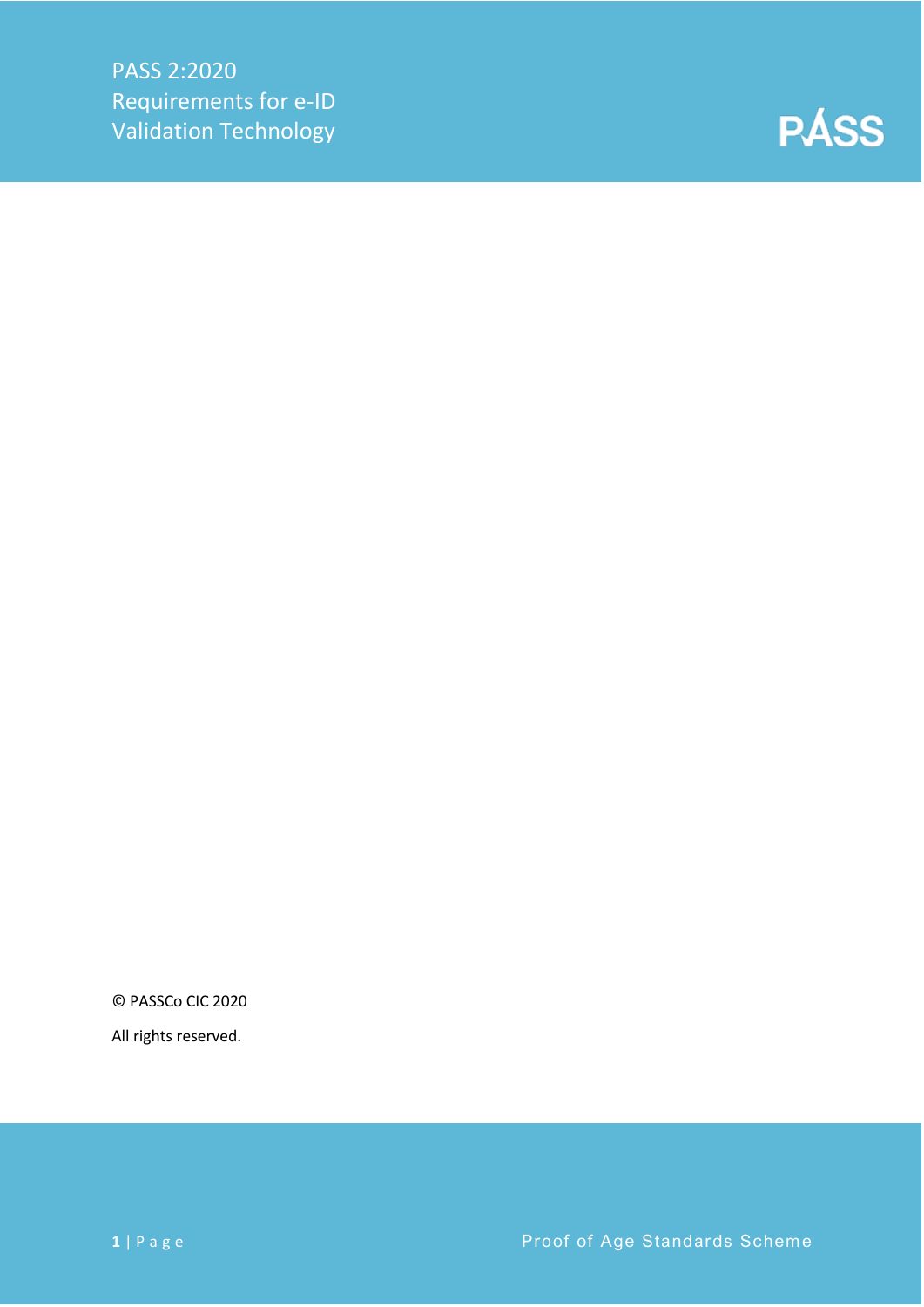# PASS 2:2020
Requirements for e-ID Validation Technology

© PASSCo CIC 2020

All rights reserved.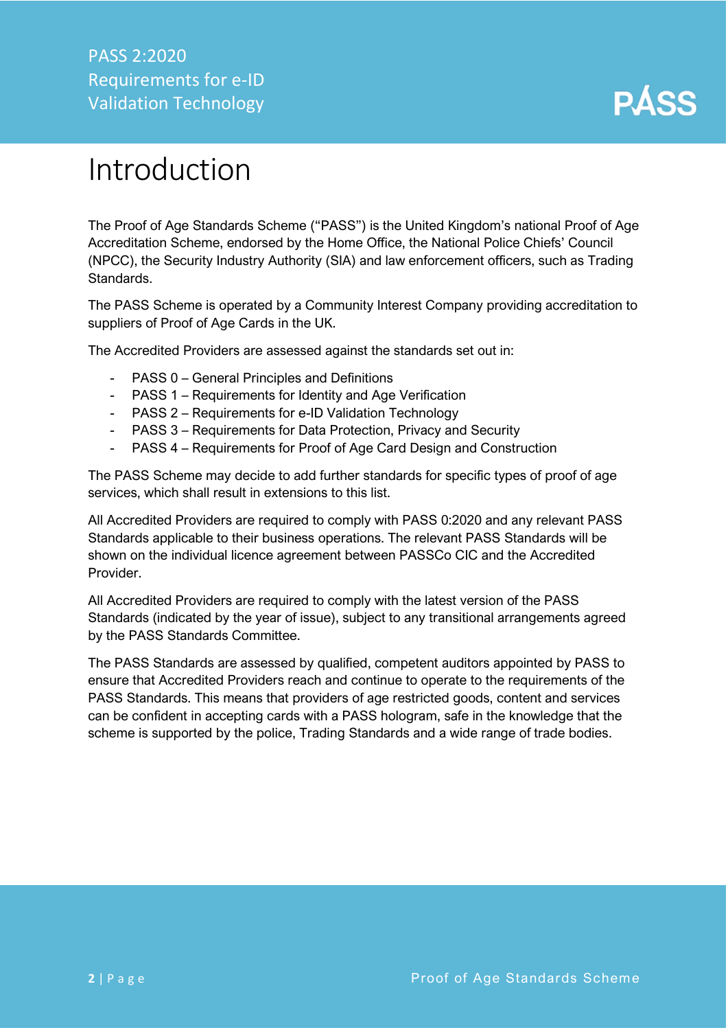# Introduction

The Proof of Age Standards Scheme ("PASS") is the United Kingdom's national Proof of Age Accreditation Scheme, endorsed by the Home Office, the National Police Chiefs' Council (NPCC), the Security Industry Authority (SIA) and law enforcement officers, such as Trading Standards.

The PASS Scheme is operated by a Community Interest Company providing accreditation to suppliers of Proof of Age Cards in the UK.

The Accredited Providers are assessed against the standards set out in:

- PASS 0 – General Principles and Definitions
- PASS 1 – Requirements for Identity and Age Verification
- PASS 2 – Requirements for e-ID Validation Technology
- PASS 3 – Requirements for Data Protection, Privacy and Security
- PASS 4 – Requirements for Proof of Age Card Design and Construction

The PASS Scheme may decide to add further standards for specific types of proof of age services, which shall result in extensions to this list.

All Accredited Providers are required to comply with PASS 0:2020 and any relevant PASS Standards applicable to their business operations. The relevant PASS Standards will be shown on the individual licence agreement between PASSCo CIC and the Accredited Provider.

All Accredited Providers are required to comply with the latest version of the PASS Standards (indicated by the year of issue), subject to any transitional arrangements agreed by the PASS Standards Committee.

The PASS Standards are assessed by qualified, competent auditors appointed by PASS to ensure that Accredited Providers reach and continue to operate to the requirements of the PASS Standards. This means that providers of age restricted goods, content and services can be confident in accepting cards with a PASS hologram, safe in the knowledge that the scheme is supported by the police, Trading Standards and a wide range of trade bodies.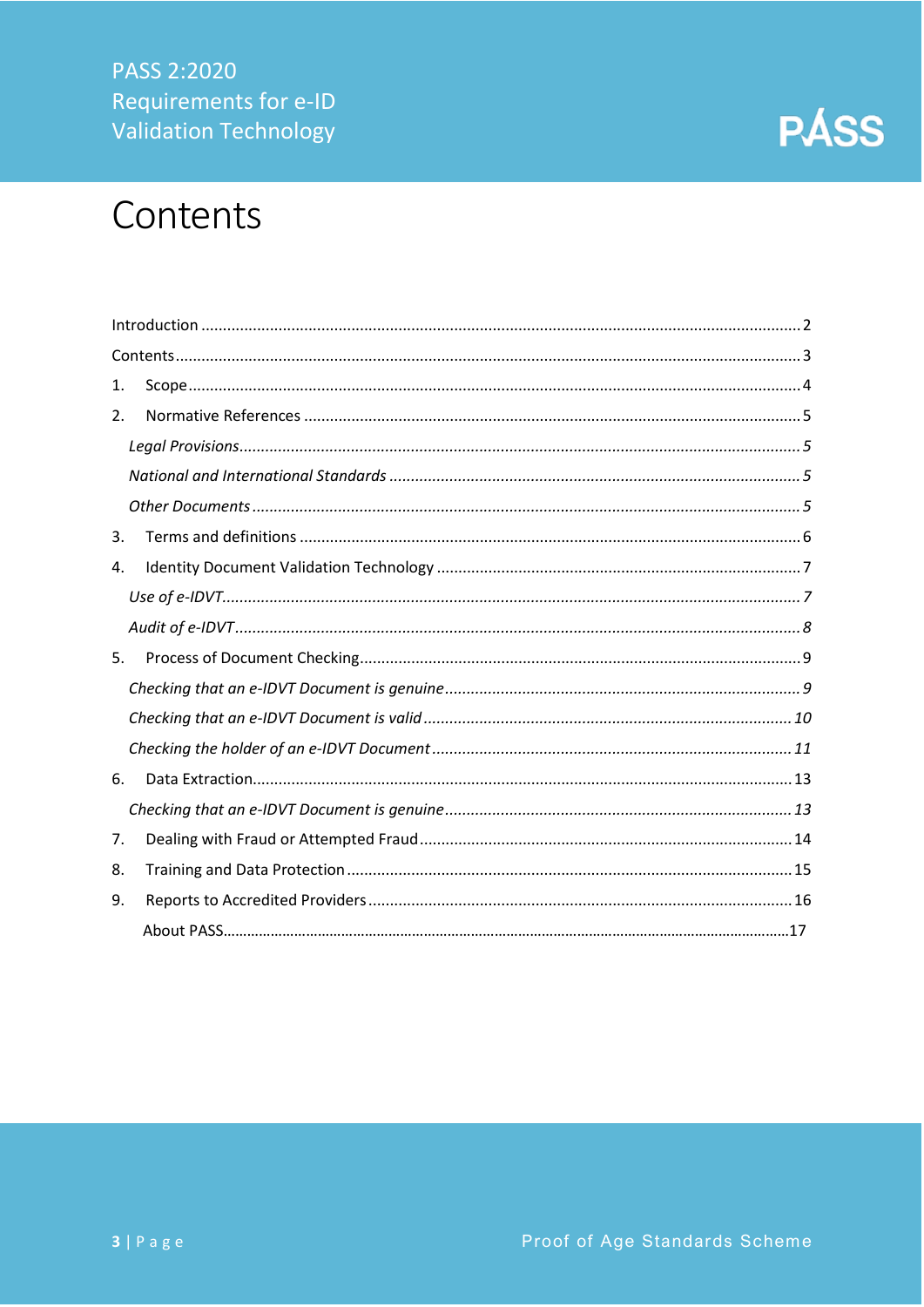# Contents

Introduction ........................................................................................................................................ 2

Contents .............................................................................................................................................. 3

1. Scope ............................................................................................................................................. 4

2. Normative References .................................................................................................................... 5

*Legal Provisions* ................................................................................................................................ *5*

*National and International Standards* ............................................................................................... *5*

*Other Documents* .............................................................................................................................. *5*

3. Terms and definitions .................................................................................................................... 6

4. Identity Document Validation Technology ..................................................................................... 7

*Use of e-IDVT* .................................................................................................................................... *7*

*Audit of e-IDVT* .................................................................................................................................. *8*

5. Process of Document Checking ...................................................................................................... 9

*Checking that an e-IDVT Document is genuine* ................................................................................ *9*

*Checking that an e-IDVT Document is valid* ..................................................................................... *10*

*Checking the holder of an e-IDVT Document* ................................................................................... *11*

6. Data Extraction ............................................................................................................................. 13

*Checking that an e-IDVT Document is genuine* ................................................................................ *13*

7. Dealing with Fraud or Attempted Fraud ....................................................................................... 14

8. Training and Data Protection ........................................................................................................ 15

9. Reports to Accredited Providers ................................................................................................... 16

About PASS ........................................................................................................................................ 17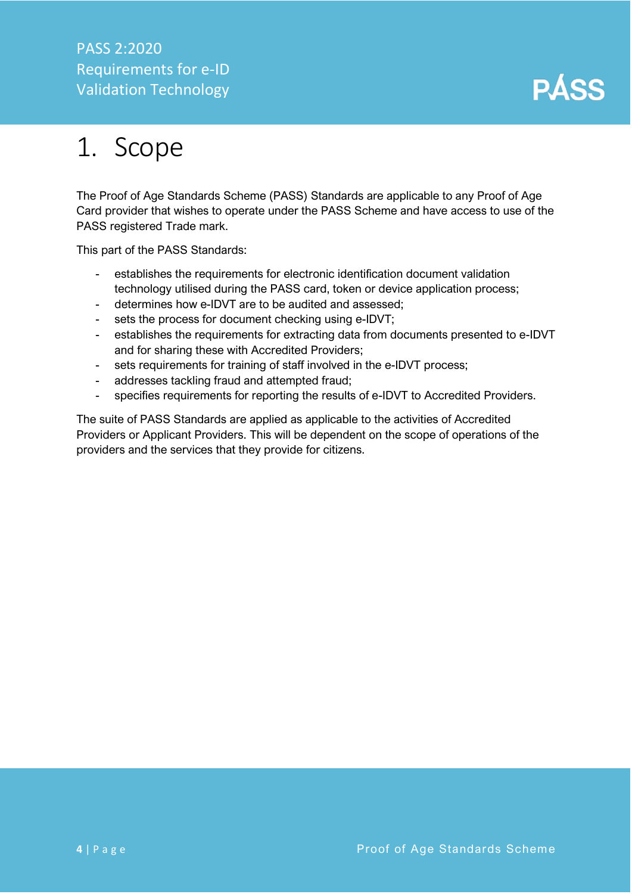# 1. Scope

The Proof of Age Standards Scheme (PASS) Standards are applicable to any Proof of Age Card provider that wishes to operate under the PASS Scheme and have access to use of the PASS registered Trade mark.

This part of the PASS Standards:

- establishes the requirements for electronic identification document validation technology utilised during the PASS card, token or device application process;
- determines how e-IDVT are to be audited and assessed;
- sets the process for document checking using e-IDVT;
- establishes the requirements for extracting data from documents presented to e-IDVT and for sharing these with Accredited Providers;
- sets requirements for training of staff involved in the e-IDVT process;
- addresses tackling fraud and attempted fraud;
- specifies requirements for reporting the results of e-IDVT to Accredited Providers.

The suite of PASS Standards are applied as applicable to the activities of Accredited Providers or Applicant Providers. This will be dependent on the scope of operations of the providers and the services that they provide for citizens.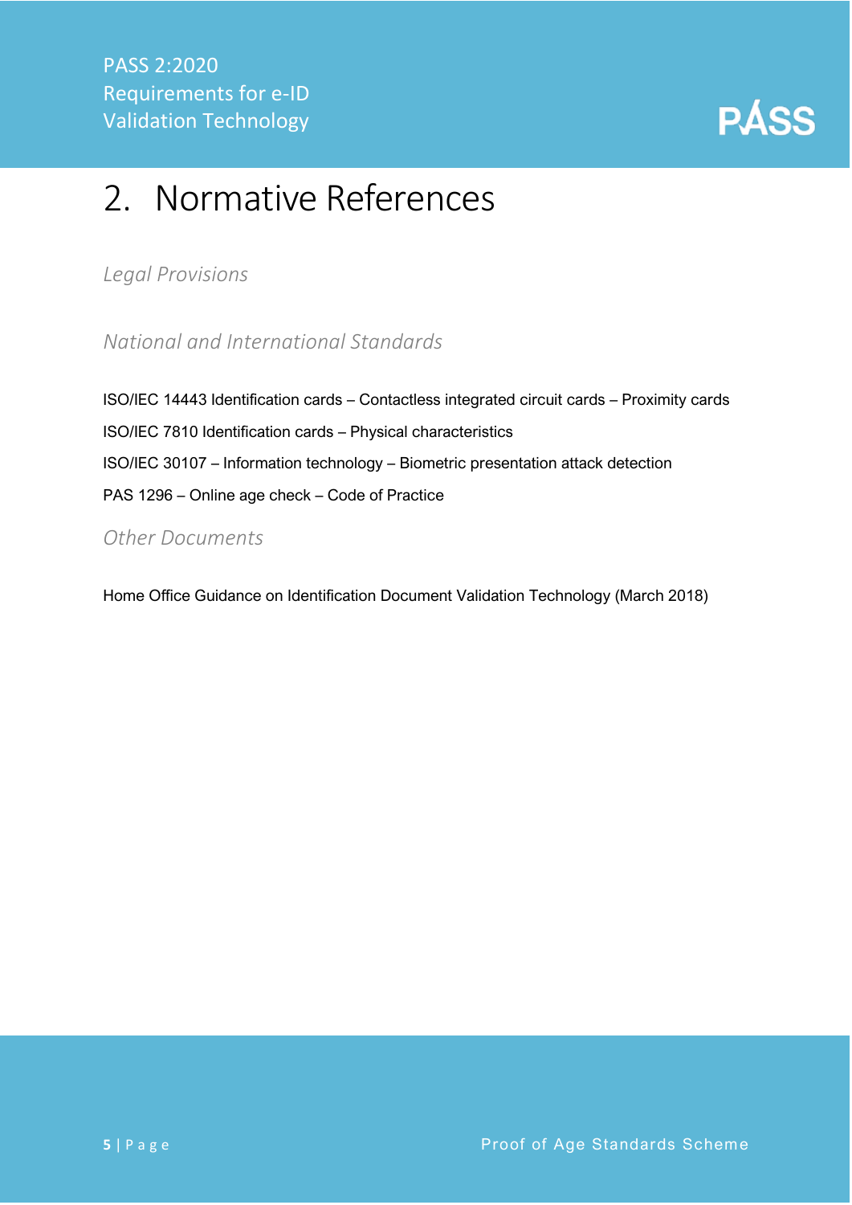# 2. Normative References

*Legal Provisions*

*National and International Standards*

ISO/IEC 14443 Identification cards – Contactless integrated circuit cards – Proximity cards

ISO/IEC 7810 Identification cards – Physical characteristics

ISO/IEC 30107 – Information technology – Biometric presentation attack detection

PAS 1296 – Online age check – Code of Practice

*Other Documents*

Home Office Guidance on Identification Document Validation Technology (March 2018)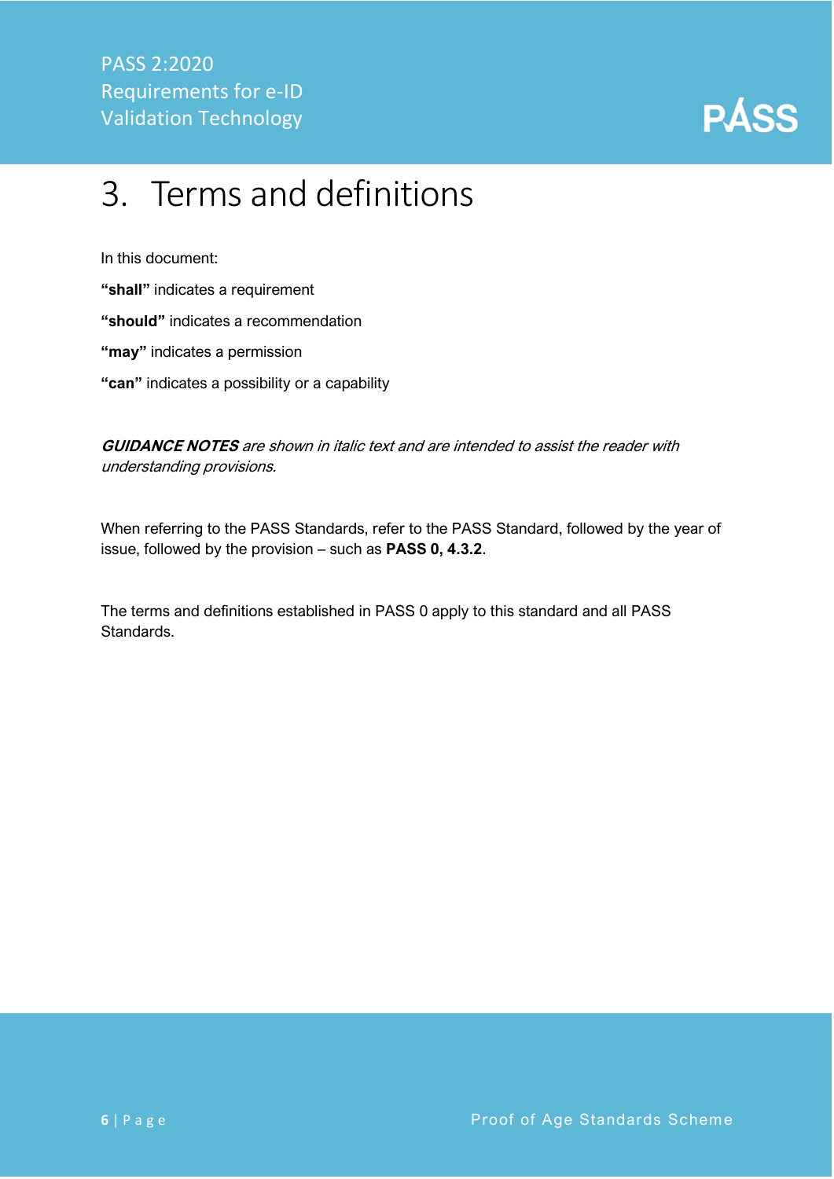# 3. Terms and definitions

In this document:

**"shall"** indicates a requirement

**"should"** indicates a recommendation

**"may"** indicates a permission

**"can"** indicates a possibility or a capability

***GUIDANCE NOTES*** *are shown in italic text and are intended to assist the reader with understanding provisions.*

When referring to the PASS Standards, refer to the PASS Standard, followed by the year of issue, followed by the provision – such as **PASS 0, 4.3.2**.

The terms and definitions established in PASS 0 apply to this standard and all PASS Standards.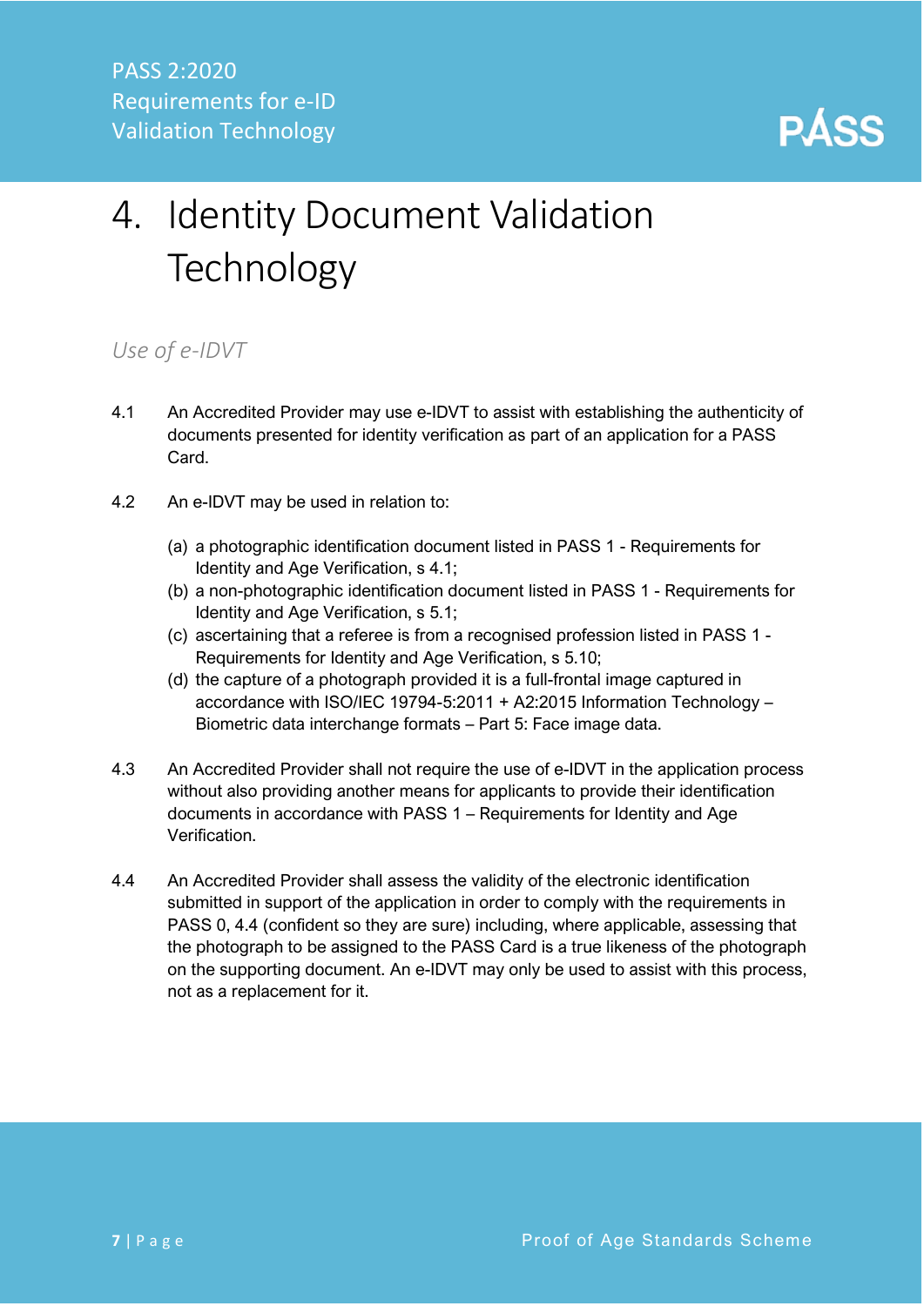# 4. Identity Document Validation Technology

## *Use of e-IDVT*

4.1 An Accredited Provider may use e-IDVT to assist with establishing the authenticity of documents presented for identity verification as part of an application for a PASS Card.

4.2 An e-IDVT may be used in relation to:

(a) a photographic identification document listed in PASS 1 - Requirements for Identity and Age Verification, s 4.1;
(b) a non-photographic identification document listed in PASS 1 - Requirements for Identity and Age Verification, s 5.1;
(c) ascertaining that a referee is from a recognised profession listed in PASS 1 - Requirements for Identity and Age Verification, s 5.10;
(d) the capture of a photograph provided it is a full-frontal image captured in accordance with ISO/IEC 19794-5:2011 + A2:2015 Information Technology – Biometric data interchange formats – Part 5: Face image data.

4.3 An Accredited Provider shall not require the use of e-IDVT in the application process without also providing another means for applicants to provide their identification documents in accordance with PASS 1 – Requirements for Identity and Age Verification.

4.4 An Accredited Provider shall assess the validity of the electronic identification submitted in support of the application in order to comply with the requirements in PASS 0, 4.4 (confident so they are sure) including, where applicable, assessing that the photograph to be assigned to the PASS Card is a true likeness of the photograph on the supporting document. An e-IDVT may only be used to assist with this process, not as a replacement for it.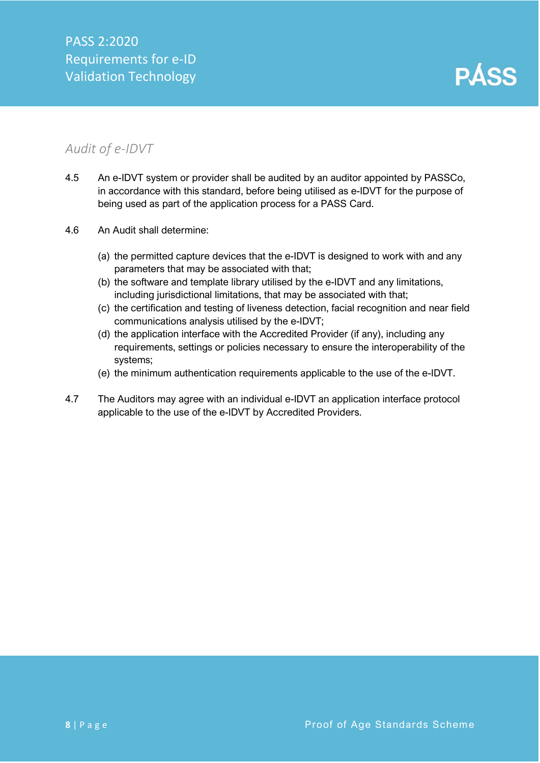### *Audit of e-IDVT*

4.5 An e-IDVT system or provider shall be audited by an auditor appointed by PASSCo, in accordance with this standard, before being utilised as e-IDVT for the purpose of being used as part of the application process for a PASS Card.

4.6 An Audit shall determine:

(a) the permitted capture devices that the e-IDVT is designed to work with and any parameters that may be associated with that;
(b) the software and template library utilised by the e-IDVT and any limitations, including jurisdictional limitations, that may be associated with that;
(c) the certification and testing of liveness detection, facial recognition and near field communications analysis utilised by the e-IDVT;
(d) the application interface with the Accredited Provider (if any), including any requirements, settings or policies necessary to ensure the interoperability of the systems;
(e) the minimum authentication requirements applicable to the use of the e-IDVT.

4.7 The Auditors may agree with an individual e-IDVT an application interface protocol applicable to the use of the e-IDVT by Accredited Providers.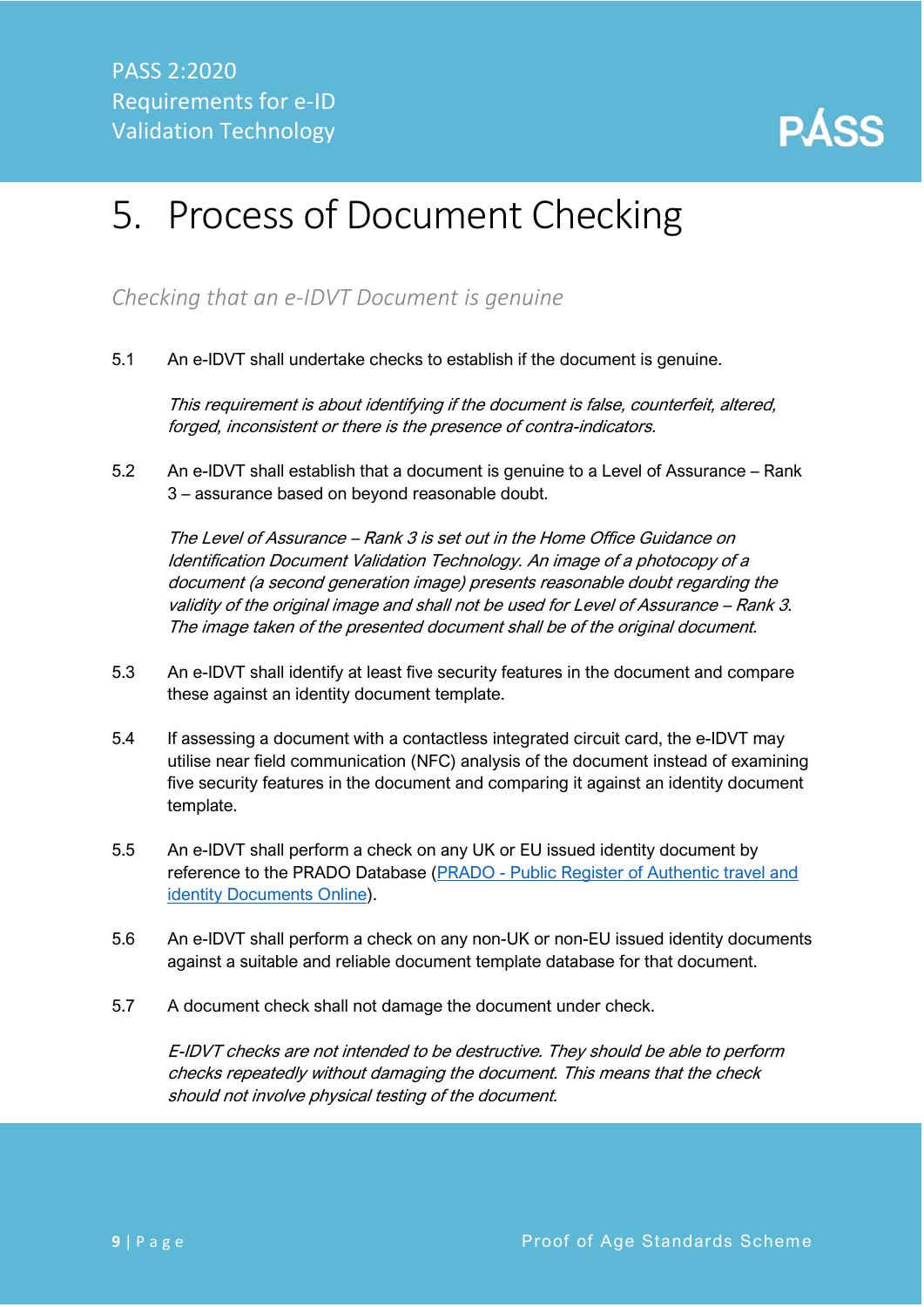# 5. Process of Document Checking

*Checking that an e-IDVT Document is genuine*

5.1 An e-IDVT shall undertake checks to establish if the document is genuine.

*This requirement is about identifying if the document is false, counterfeit, altered, forged, inconsistent or there is the presence of contra-indicators.*

5.2 An e-IDVT shall establish that a document is genuine to a Level of Assurance – Rank 3 – assurance based on beyond reasonable doubt.

*The Level of Assurance – Rank 3 is set out in the Home Office Guidance on Identification Document Validation Technology. An image of a photocopy of a document (a second generation image) presents reasonable doubt regarding the validity of the original image and shall not be used for Level of Assurance – Rank 3. The image taken of the presented document shall be of the original document.*

5.3 An e-IDVT shall identify at least five security features in the document and compare these against an identity document template.

5.4 If assessing a document with a contactless integrated circuit card, the e-IDVT may utilise near field communication (NFC) analysis of the document instead of examining five security features in the document and comparing it against an identity document template.

5.5 An e-IDVT shall perform a check on any UK or EU issued identity document by reference to the PRADO Database (PRADO - Public Register of Authentic travel and identity Documents Online).

5.6 An e-IDVT shall perform a check on any non-UK or non-EU issued identity documents against a suitable and reliable document template database for that document.

5.7 A document check shall not damage the document under check.

*E-IDVT checks are not intended to be destructive. They should be able to perform checks repeatedly without damaging the document. This means that the check should not involve physical testing of the document.*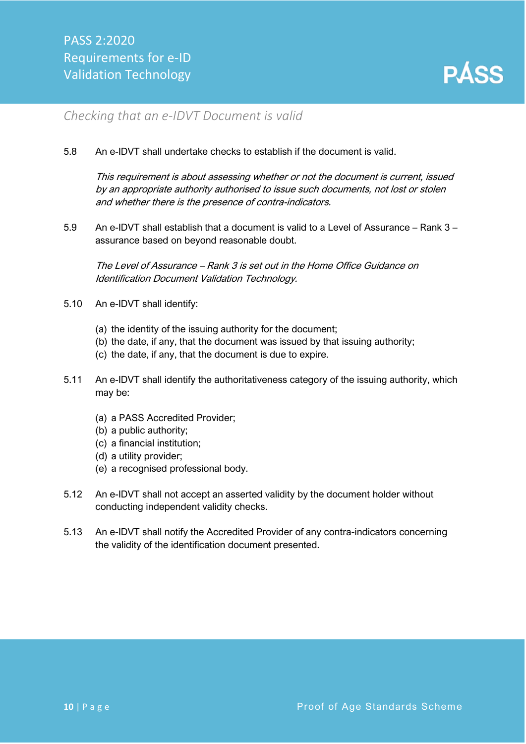## Checking that an e-IDVT Document is valid

5.8 An e-IDVT shall undertake checks to establish if the document is valid.

*This requirement is about assessing whether or not the document is current, issued by an appropriate authority authorised to issue such documents, not lost or stolen and whether there is the presence of contra-indicators.*

5.9 An e-IDVT shall establish that a document is valid to a Level of Assurance – Rank 3 – assurance based on beyond reasonable doubt.

*The Level of Assurance – Rank 3 is set out in the Home Office Guidance on Identification Document Validation Technology.*

5.10 An e-IDVT shall identify:

(a) the identity of the issuing authority for the document;
(b) the date, if any, that the document was issued by that issuing authority;
(c) the date, if any, that the document is due to expire.

5.11 An e-IDVT shall identify the authoritativeness category of the issuing authority, which may be:

(a) a PASS Accredited Provider;
(b) a public authority;
(c) a financial institution;
(d) a utility provider;
(e) a recognised professional body.

5.12 An e-IDVT shall not accept an asserted validity by the document holder without conducting independent validity checks.

5.13 An e-IDVT shall notify the Accredited Provider of any contra-indicators concerning the validity of the identification document presented.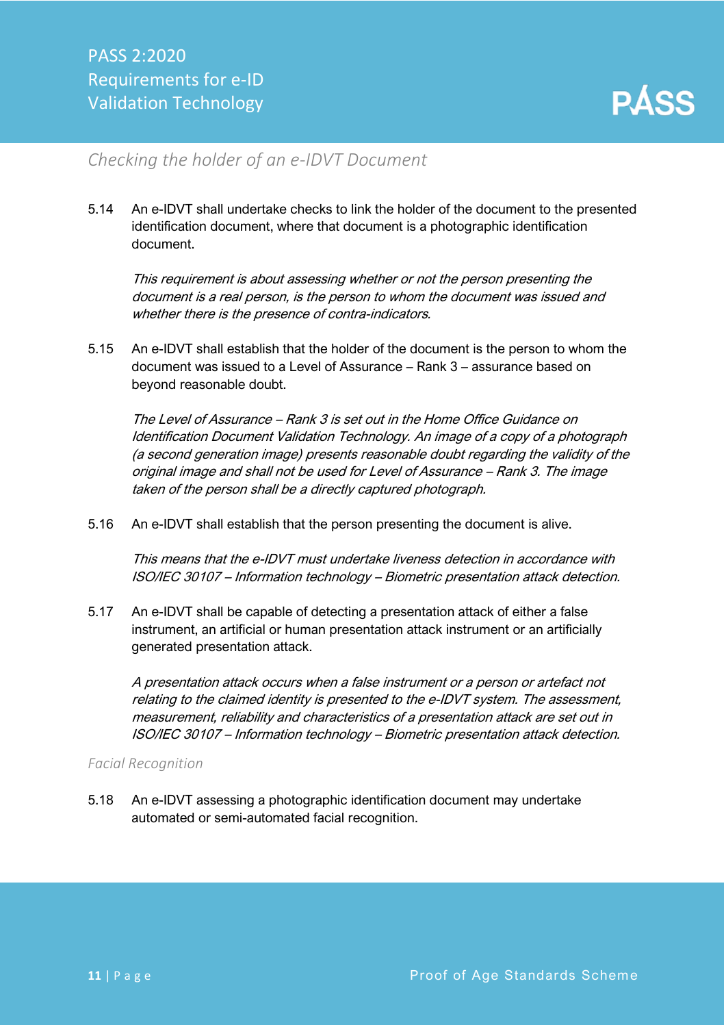## Checking the holder of an e-IDVT Document

5.14 An e-IDVT shall undertake checks to link the holder of the document to the presented identification document, where that document is a photographic identification document.

*This requirement is about assessing whether or not the person presenting the document is a real person, is the person to whom the document was issued and whether there is the presence of contra-indicators.*

5.15 An e-IDVT shall establish that the holder of the document is the person to whom the document was issued to a Level of Assurance – Rank 3 – assurance based on beyond reasonable doubt.

*The Level of Assurance – Rank 3 is set out in the Home Office Guidance on Identification Document Validation Technology. An image of a copy of a photograph (a second generation image) presents reasonable doubt regarding the validity of the original image and shall not be used for Level of Assurance – Rank 3. The image taken of the person shall be a directly captured photograph.*

5.16 An e-IDVT shall establish that the person presenting the document is alive.

*This means that the e-IDVT must undertake liveness detection in accordance with ISO/IEC 30107 – Information technology – Biometric presentation attack detection.*

5.17 An e-IDVT shall be capable of detecting a presentation attack of either a false instrument, an artificial or human presentation attack instrument or an artificially generated presentation attack.

*A presentation attack occurs when a false instrument or a person or artefact not relating to the claimed identity is presented to the e-IDVT system. The assessment, measurement, reliability and characteristics of a presentation attack are set out in ISO/IEC 30107 – Information technology – Biometric presentation attack detection.*

### Facial Recognition

5.18 An e-IDVT assessing a photographic identification document may undertake automated or semi-automated facial recognition.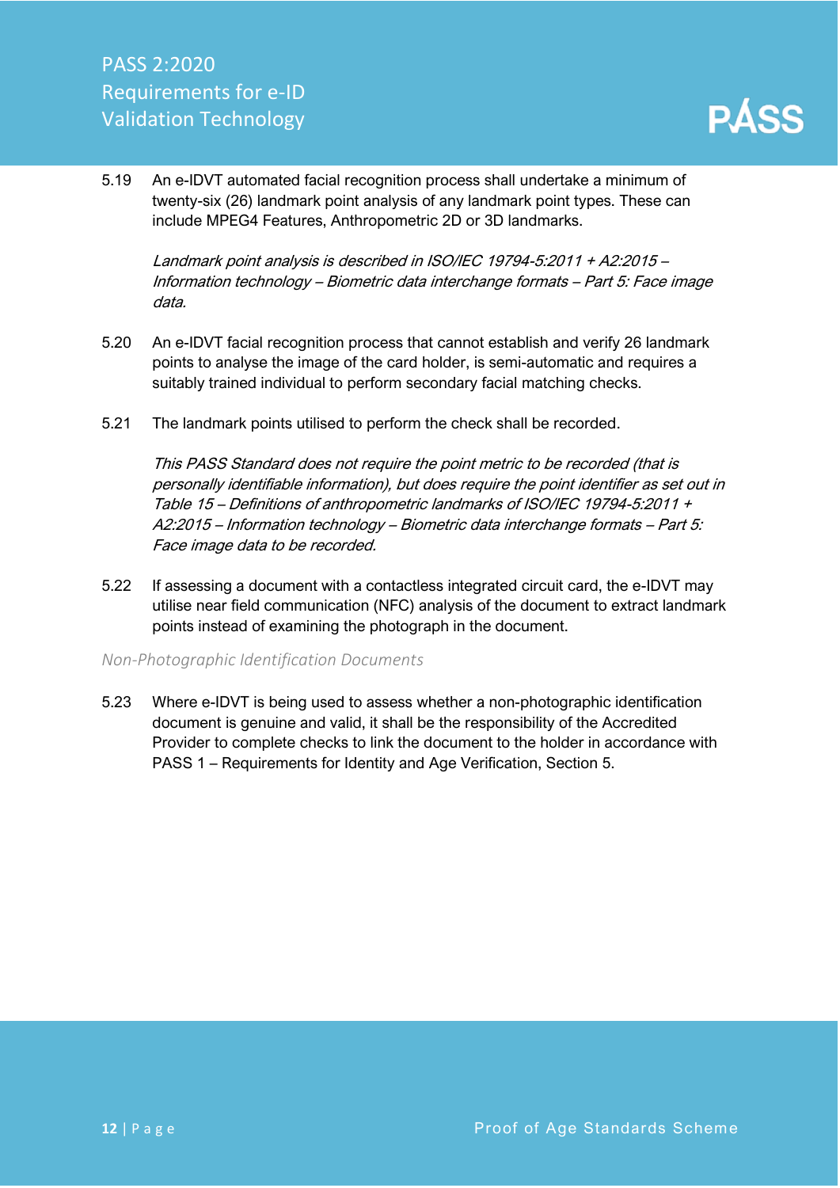5.19 An e-IDVT automated facial recognition process shall undertake a minimum of twenty-six (26) landmark point analysis of any landmark point types. These can include MPEG4 Features, Anthropometric 2D or 3D landmarks.

*Landmark point analysis is described in ISO/IEC 19794-5:2011 + A2:2015 – Information technology – Biometric data interchange formats – Part 5: Face image data.*

5.20 An e-IDVT facial recognition process that cannot establish and verify 26 landmark points to analyse the image of the card holder, is semi-automatic and requires a suitably trained individual to perform secondary facial matching checks.

5.21 The landmark points utilised to perform the check shall be recorded.

*This PASS Standard does not require the point metric to be recorded (that is personally identifiable information), but does require the point identifier as set out in Table 15 – Definitions of anthropometric landmarks of ISO/IEC 19794-5:2011 + A2:2015 – Information technology – Biometric data interchange formats – Part 5: Face image data to be recorded.*

5.22 If assessing a document with a contactless integrated circuit card, the e-IDVT may utilise near field communication (NFC) analysis of the document to extract landmark points instead of examining the photograph in the document.

### *Non-Photographic Identification Documents*

5.23 Where e-IDVT is being used to assess whether a non-photographic identification document is genuine and valid, it shall be the responsibility of the Accredited Provider to complete checks to link the document to the holder in accordance with PASS 1 – Requirements for Identity and Age Verification, Section 5.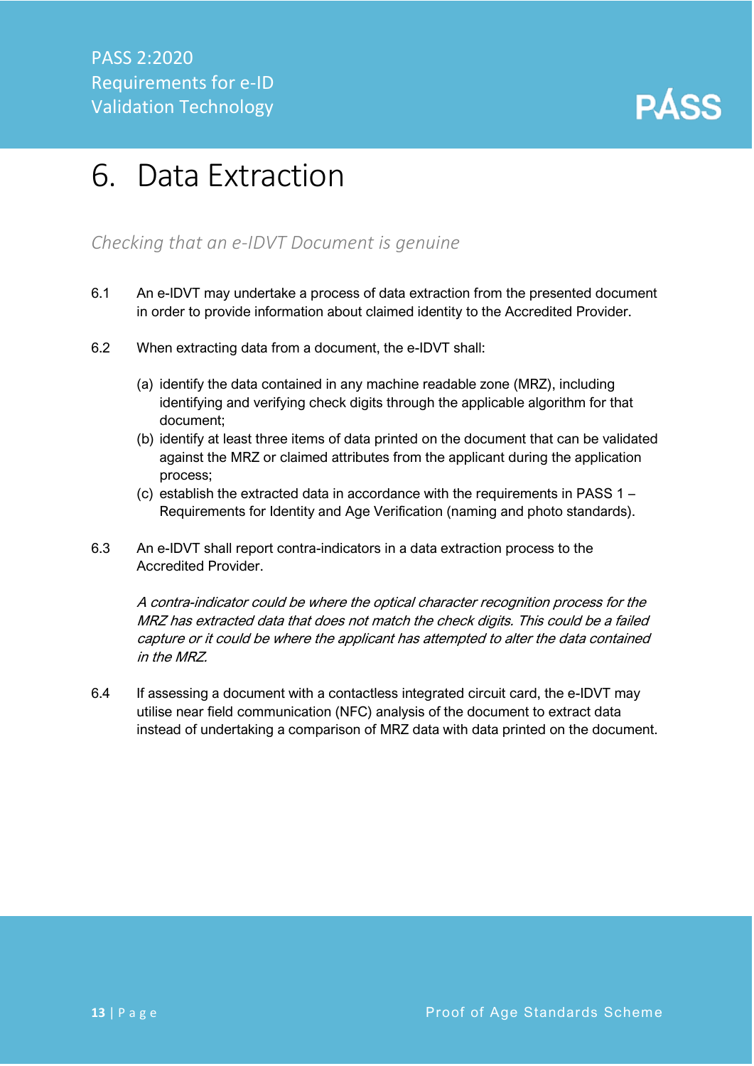# 6. Data Extraction

*Checking that an e-IDVT Document is genuine*

6.1 An e-IDVT may undertake a process of data extraction from the presented document in order to provide information about claimed identity to the Accredited Provider.

6.2 When extracting data from a document, the e-IDVT shall:

(a) identify the data contained in any machine readable zone (MRZ), including identifying and verifying check digits through the applicable algorithm for that document;

(b) identify at least three items of data printed on the document that can be validated against the MRZ or claimed attributes from the applicant during the application process;

(c) establish the extracted data in accordance with the requirements in PASS 1 – Requirements for Identity and Age Verification (naming and photo standards).

6.3 An e-IDVT shall report contra-indicators in a data extraction process to the Accredited Provider.

*A contra-indicator could be where the optical character recognition process for the MRZ has extracted data that does not match the check digits. This could be a failed capture or it could be where the applicant has attempted to alter the data contained in the MRZ.*

6.4 If assessing a document with a contactless integrated circuit card, the e-IDVT may utilise near field communication (NFC) analysis of the document to extract data instead of undertaking a comparison of MRZ data with data printed on the document.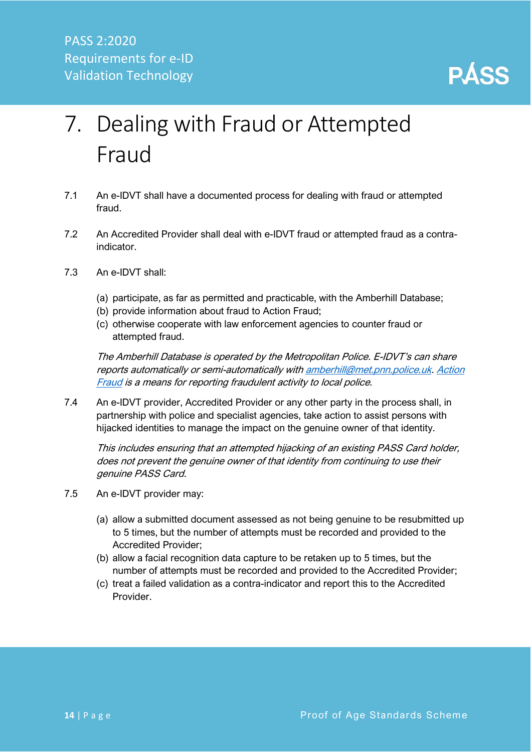# 7. Dealing with Fraud or Attempted Fraud

7.1 An e-IDVT shall have a documented process for dealing with fraud or attempted fraud.

7.2 An Accredited Provider shall deal with e-IDVT fraud or attempted fraud as a contra-indicator.

7.3 An e-IDVT shall:

(a) participate, as far as permitted and practicable, with the Amberhill Database;
(b) provide information about fraud to Action Fraud;
(c) otherwise cooperate with law enforcement agencies to counter fraud or attempted fraud.

*The Amberhill Database is operated by the Metropolitan Police. E-IDVT's can share reports automatically or semi-automatically with [amberhill@met.pnn.police.uk](mailto:amberhill@met.pnn.police.uk). [Action Fraud](#) is a means for reporting fraudulent activity to local police.*

7.4 An e-IDVT provider, Accredited Provider or any other party in the process shall, in partnership with police and specialist agencies, take action to assist persons with hijacked identities to manage the impact on the genuine owner of that identity.

*This includes ensuring that an attempted hijacking of an existing PASS Card holder, does not prevent the genuine owner of that identity from continuing to use their genuine PASS Card.*

7.5 An e-IDVT provider may:

(a) allow a submitted document assessed as not being genuine to be resubmitted up to 5 times, but the number of attempts must be recorded and provided to the Accredited Provider;
(b) allow a facial recognition data capture to be retaken up to 5 times, but the number of attempts must be recorded and provided to the Accredited Provider;
(c) treat a failed validation as a contra-indicator and report this to the Accredited Provider.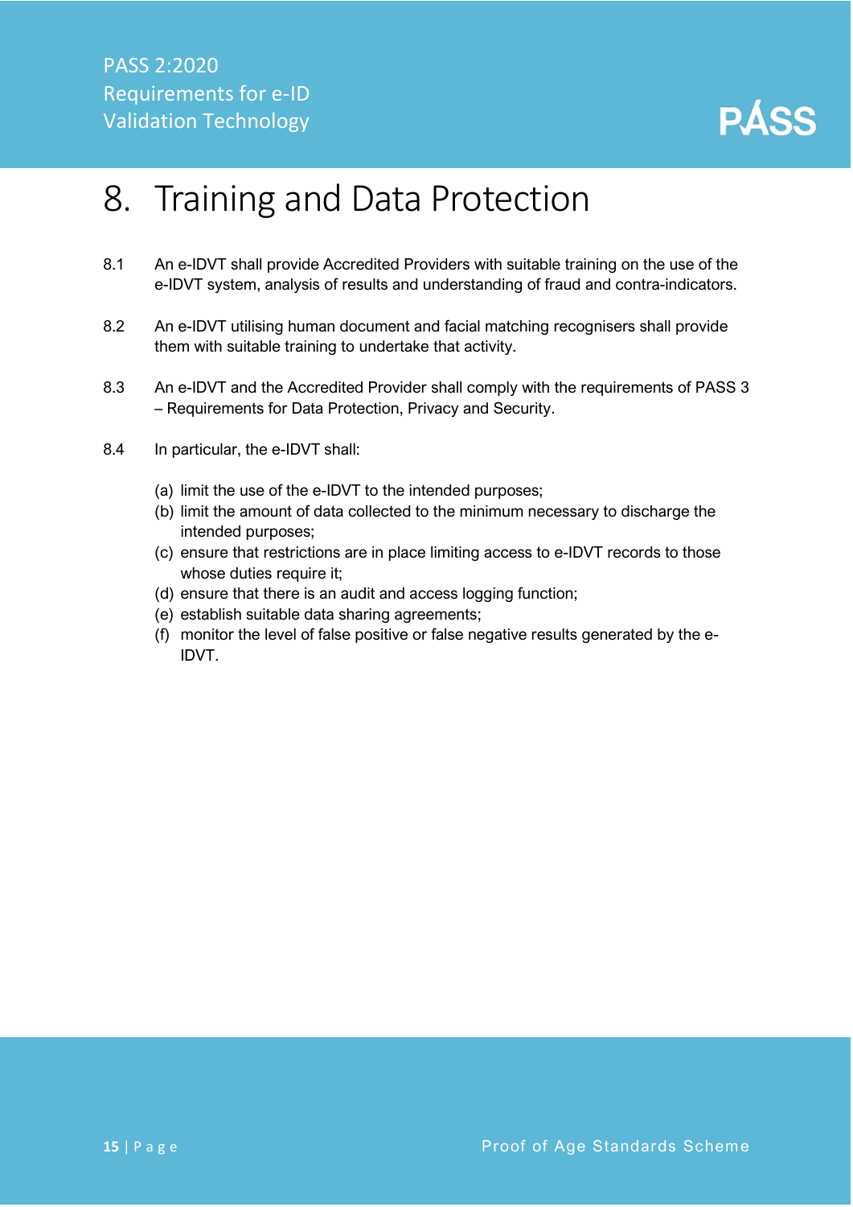# 8. Training and Data Protection

8.1 An e-IDVT shall provide Accredited Providers with suitable training on the use of the e-IDVT system, analysis of results and understanding of fraud and contra-indicators.

8.2 An e-IDVT utilising human document and facial matching recognisers shall provide them with suitable training to undertake that activity.

8.3 An e-IDVT and the Accredited Provider shall comply with the requirements of PASS 3 – Requirements for Data Protection, Privacy and Security.

8.4 In particular, the e-IDVT shall:

(a) limit the use of the e-IDVT to the intended purposes;
(b) limit the amount of data collected to the minimum necessary to discharge the intended purposes;
(c) ensure that restrictions are in place limiting access to e-IDVT records to those whose duties require it;
(d) ensure that there is an audit and access logging function;
(e) establish suitable data sharing agreements;
(f) monitor the level of false positive or false negative results generated by the e-IDVT.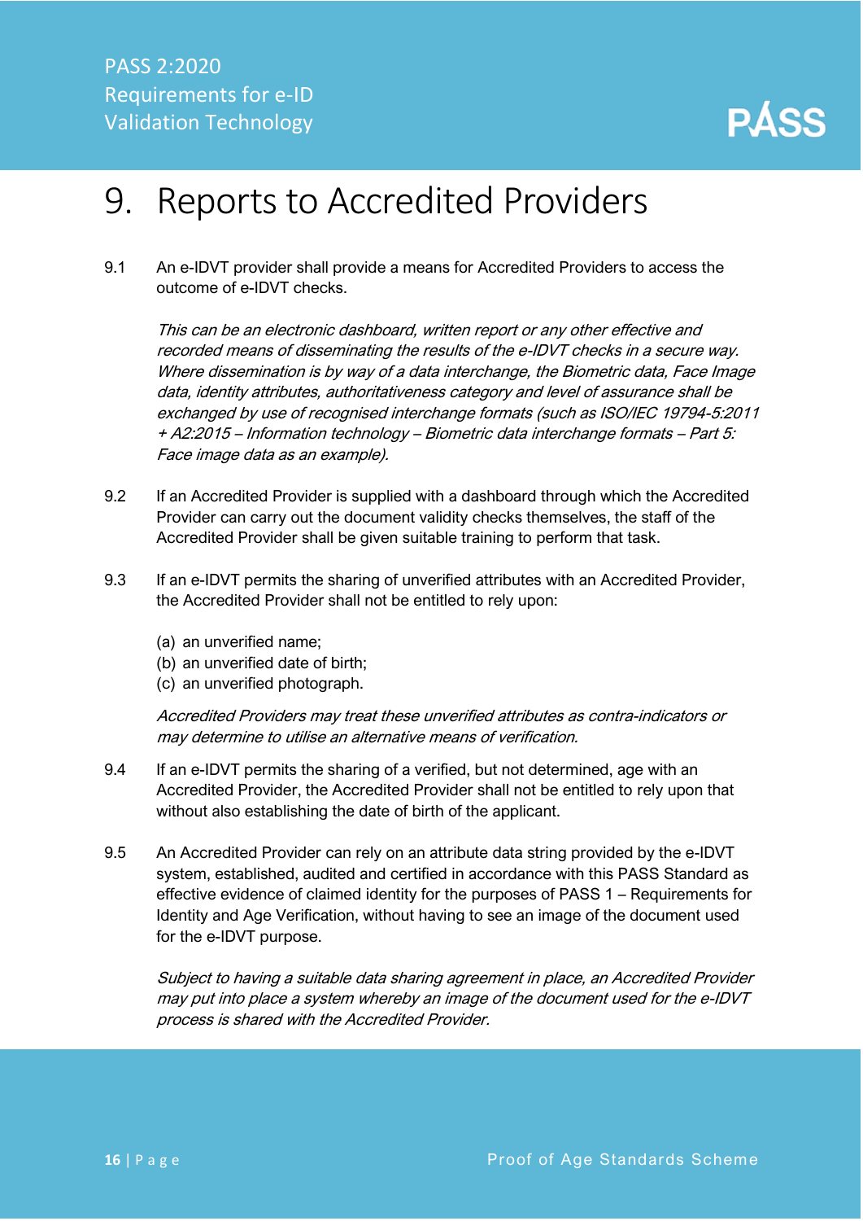# 9. Reports to Accredited Providers

9.1 An e-IDVT provider shall provide a means for Accredited Providers to access the outcome of e-IDVT checks.

*This can be an electronic dashboard, written report or any other effective and recorded means of disseminating the results of the e-IDVT checks in a secure way. Where dissemination is by way of a data interchange, the Biometric data, Face Image data, identity attributes, authoritativeness category and level of assurance shall be exchanged by use of recognised interchange formats (such as ISO/IEC 19794-5:2011 + A2:2015 – Information technology – Biometric data interchange formats – Part 5: Face image data as an example).*

9.2 If an Accredited Provider is supplied with a dashboard through which the Accredited Provider can carry out the document validity checks themselves, the staff of the Accredited Provider shall be given suitable training to perform that task.

9.3 If an e-IDVT permits the sharing of unverified attributes with an Accredited Provider, the Accredited Provider shall not be entitled to rely upon:

(a) an unverified name;
(b) an unverified date of birth;
(c) an unverified photograph.

*Accredited Providers may treat these unverified attributes as contra-indicators or may determine to utilise an alternative means of verification.*

9.4 If an e-IDVT permits the sharing of a verified, but not determined, age with an Accredited Provider, the Accredited Provider shall not be entitled to rely upon that without also establishing the date of birth of the applicant.

9.5 An Accredited Provider can rely on an attribute data string provided by the e-IDVT system, established, audited and certified in accordance with this PASS Standard as effective evidence of claimed identity for the purposes of PASS 1 – Requirements for Identity and Age Verification, without having to see an image of the document used for the e-IDVT purpose.

*Subject to having a suitable data sharing agreement in place, an Accredited Provider may put into place a system whereby an image of the document used for the e-IDVT process is shared with the Accredited Provider.*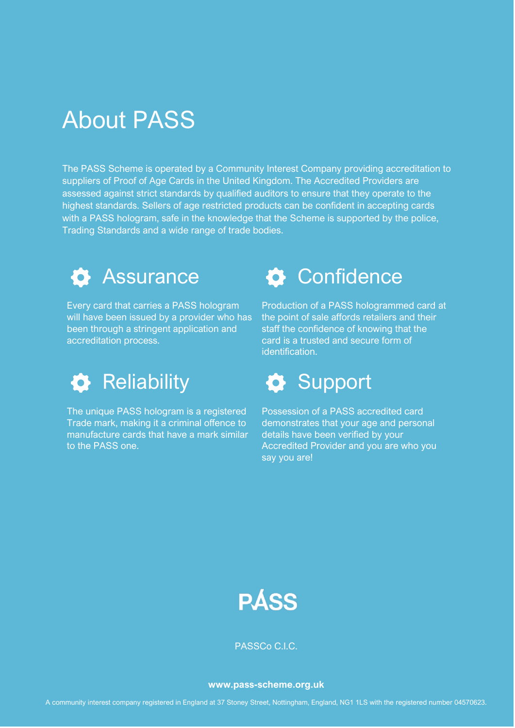# About PASS

The PASS Scheme is operated by a Community Interest Company providing accreditation to suppliers of Proof of Age Cards in the United Kingdom. The Accredited Providers are assessed against strict standards by qualified auditors to ensure that they operate to the highest standards. Sellers of age restricted products can be confident in accepting cards with a PASS hologram, safe in the knowledge that the Scheme is supported by the police, Trading Standards and a wide range of trade bodies.

## Assurance

Every card that carries a PASS hologram will have been issued by a provider who has been through a stringent application and accreditation process.

## Confidence

Production of a PASS hologrammed card at the point of sale affords retailers and their staff the confidence of knowing that the card is a trusted and secure form of identification.

## Reliability

The unique PASS hologram is a registered Trade mark, making it a criminal offence to manufacture cards that have a mark similar to the PASS one.

## Support

Possession of a PASS accredited card demonstrates that your age and personal details have been verified by your Accredited Provider and you are who you say you are!

PASS

PASSCo C.I.C.

**www.pass-scheme.org.uk**

A community interest company registered in England at 37 Stoney Street, Nottingham, England, NG1 1LS with the registered number 04570623.